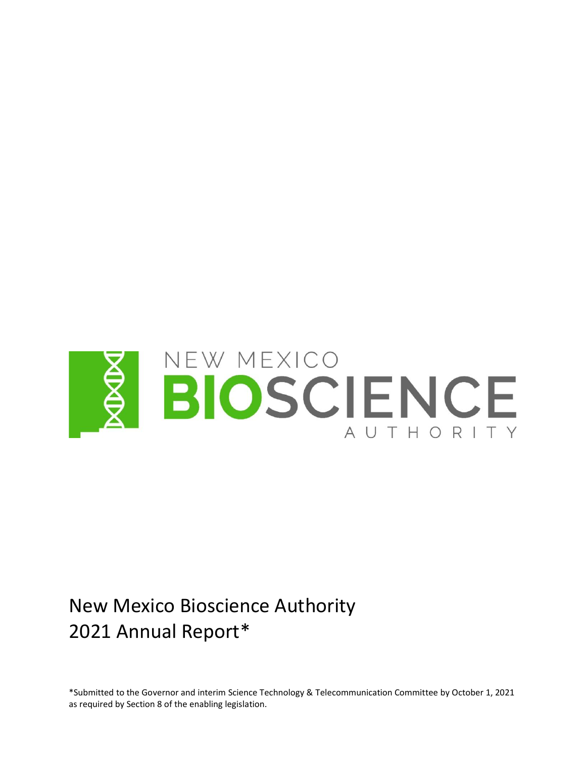NEW MEXICO
BIOSCIENCE
AUTHORITY

# New Mexico Bioscience Authority 2021 Annual Report*

*Submitted to the Governor and interim Science Technology & Telecommunication Committee by October 1, 2021 as required by Section 8 of the enabling legislation.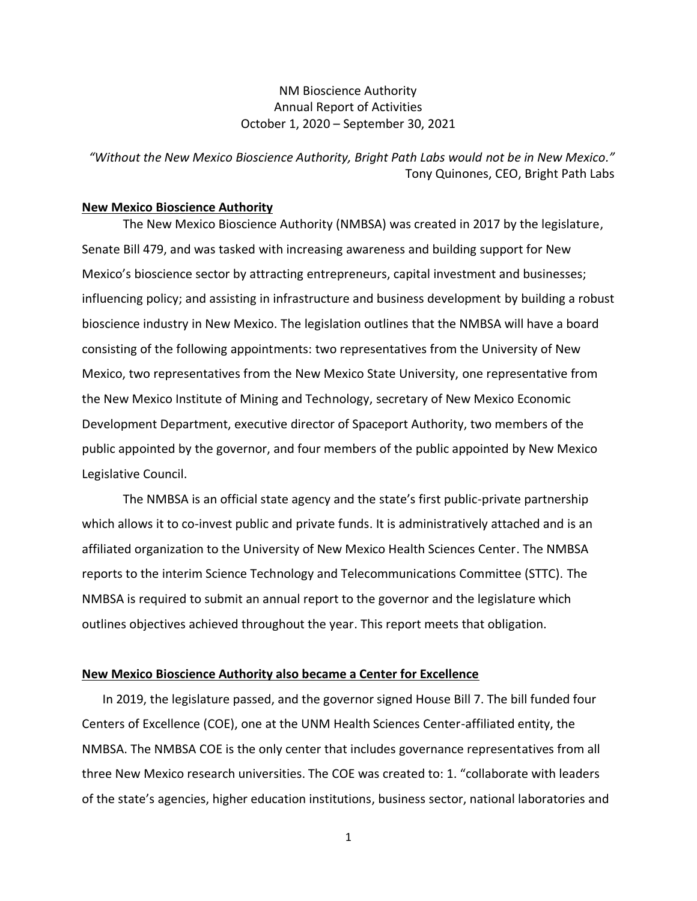NM Bioscience Authority
Annual Report of Activities
October 1, 2020 – September 30, 2021

*"Without the New Mexico Bioscience Authority, Bright Path Labs would not be in New Mexico."*
Tony Quinones, CEO, Bright Path Labs

## New Mexico Bioscience Authority

The New Mexico Bioscience Authority (NMBSA) was created in 2017 by the legislature, Senate Bill 479, and was tasked with increasing awareness and building support for New Mexico's bioscience sector by attracting entrepreneurs, capital investment and businesses; influencing policy; and assisting in infrastructure and business development by building a robust bioscience industry in New Mexico. The legislation outlines that the NMBSA will have a board consisting of the following appointments: two representatives from the University of New Mexico, two representatives from the New Mexico State University, one representative from the New Mexico Institute of Mining and Technology, secretary of New Mexico Economic Development Department, executive director of Spaceport Authority, two members of the public appointed by the governor, and four members of the public appointed by New Mexico Legislative Council.

The NMBSA is an official state agency and the state's first public-private partnership which allows it to co-invest public and private funds. It is administratively attached and is an affiliated organization to the University of New Mexico Health Sciences Center. The NMBSA reports to the interim Science Technology and Telecommunications Committee (STTC). The NMBSA is required to submit an annual report to the governor and the legislature which outlines objectives achieved throughout the year. This report meets that obligation.

## New Mexico Bioscience Authority also became a Center for Excellence

In 2019, the legislature passed, and the governor signed House Bill 7. The bill funded four Centers of Excellence (COE), one at the UNM Health Sciences Center-affiliated entity, the NMBSA. The NMBSA COE is the only center that includes governance representatives from all three New Mexico research universities. The COE was created to: 1. "collaborate with leaders of the state's agencies, higher education institutions, business sector, national laboratories and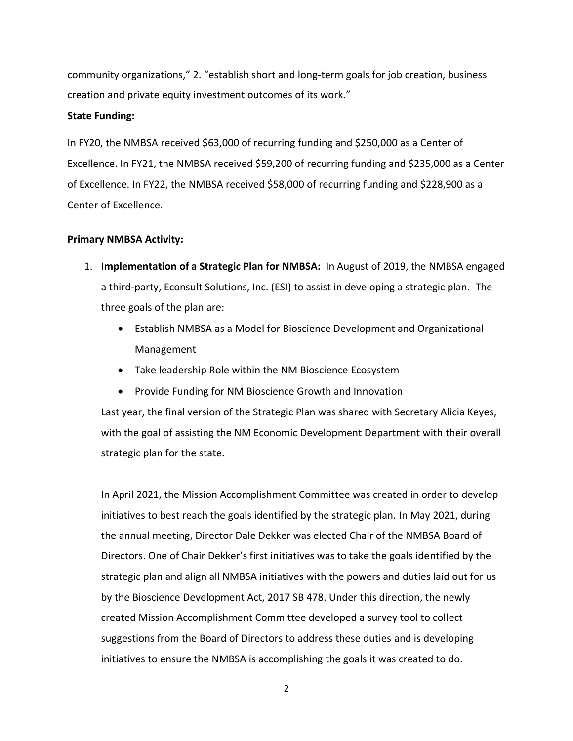community organizations," 2. "establish short and long-term goals for job creation, business creation and private equity investment outcomes of its work."

**State Funding:**

In FY20, the NMBSA received $63,000 of recurring funding and $250,000 as a Center of Excellence. In FY21, the NMBSA received $59,200 of recurring funding and $235,000 as a Center of Excellence. In FY22, the NMBSA received $58,000 of recurring funding and $228,900 as a Center of Excellence.

**Primary NMBSA Activity:**

1. **Implementation of a Strategic Plan for NMBSA:** In August of 2019, the NMBSA engaged a third-party, Econsult Solutions, Inc. (ESI) to assist in developing a strategic plan. The three goals of the plan are:
   - Establish NMBSA as a Model for Bioscience Development and Organizational Management
   - Take leadership Role within the NM Bioscience Ecosystem
   - Provide Funding for NM Bioscience Growth and Innovation

   Last year, the final version of the Strategic Plan was shared with Secretary Alicia Keyes, with the goal of assisting the NM Economic Development Department with their overall strategic plan for the state.

   In April 2021, the Mission Accomplishment Committee was created in order to develop initiatives to best reach the goals identified by the strategic plan. In May 2021, during the annual meeting, Director Dale Dekker was elected Chair of the NMBSA Board of Directors. One of Chair Dekker's first initiatives was to take the goals identified by the strategic plan and align all NMBSA initiatives with the powers and duties laid out for us by the Bioscience Development Act, 2017 SB 478. Under this direction, the newly created Mission Accomplishment Committee developed a survey tool to collect suggestions from the Board of Directors to address these duties and is developing initiatives to ensure the NMBSA is accomplishing the goals it was created to do.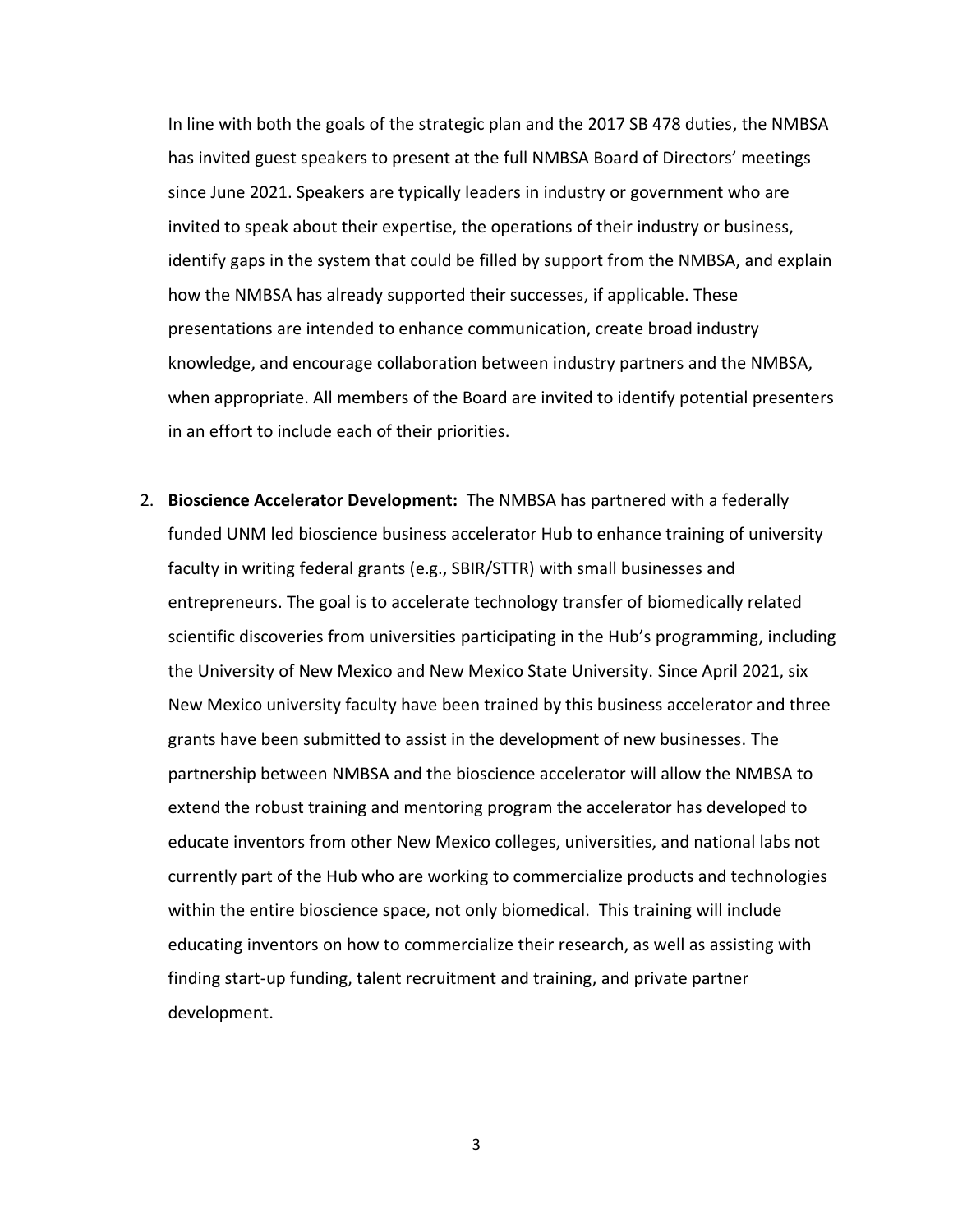In line with both the goals of the strategic plan and the 2017 SB 478 duties, the NMBSA has invited guest speakers to present at the full NMBSA Board of Directors' meetings since June 2021. Speakers are typically leaders in industry or government who are invited to speak about their expertise, the operations of their industry or business, identify gaps in the system that could be filled by support from the NMBSA, and explain how the NMBSA has already supported their successes, if applicable. These presentations are intended to enhance communication, create broad industry knowledge, and encourage collaboration between industry partners and the NMBSA, when appropriate. All members of the Board are invited to identify potential presenters in an effort to include each of their priorities.

2. **Bioscience Accelerator Development:** The NMBSA has partnered with a federally funded UNM led bioscience business accelerator Hub to enhance training of university faculty in writing federal grants (e.g., SBIR/STTR) with small businesses and entrepreneurs. The goal is to accelerate technology transfer of biomedically related scientific discoveries from universities participating in the Hub's programming, including the University of New Mexico and New Mexico State University. Since April 2021, six New Mexico university faculty have been trained by this business accelerator and three grants have been submitted to assist in the development of new businesses. The partnership between NMBSA and the bioscience accelerator will allow the NMBSA to extend the robust training and mentoring program the accelerator has developed to educate inventors from other New Mexico colleges, universities, and national labs not currently part of the Hub who are working to commercialize products and technologies within the entire bioscience space, not only biomedical. This training will include educating inventors on how to commercialize their research, as well as assisting with finding start-up funding, talent recruitment and training, and private partner development.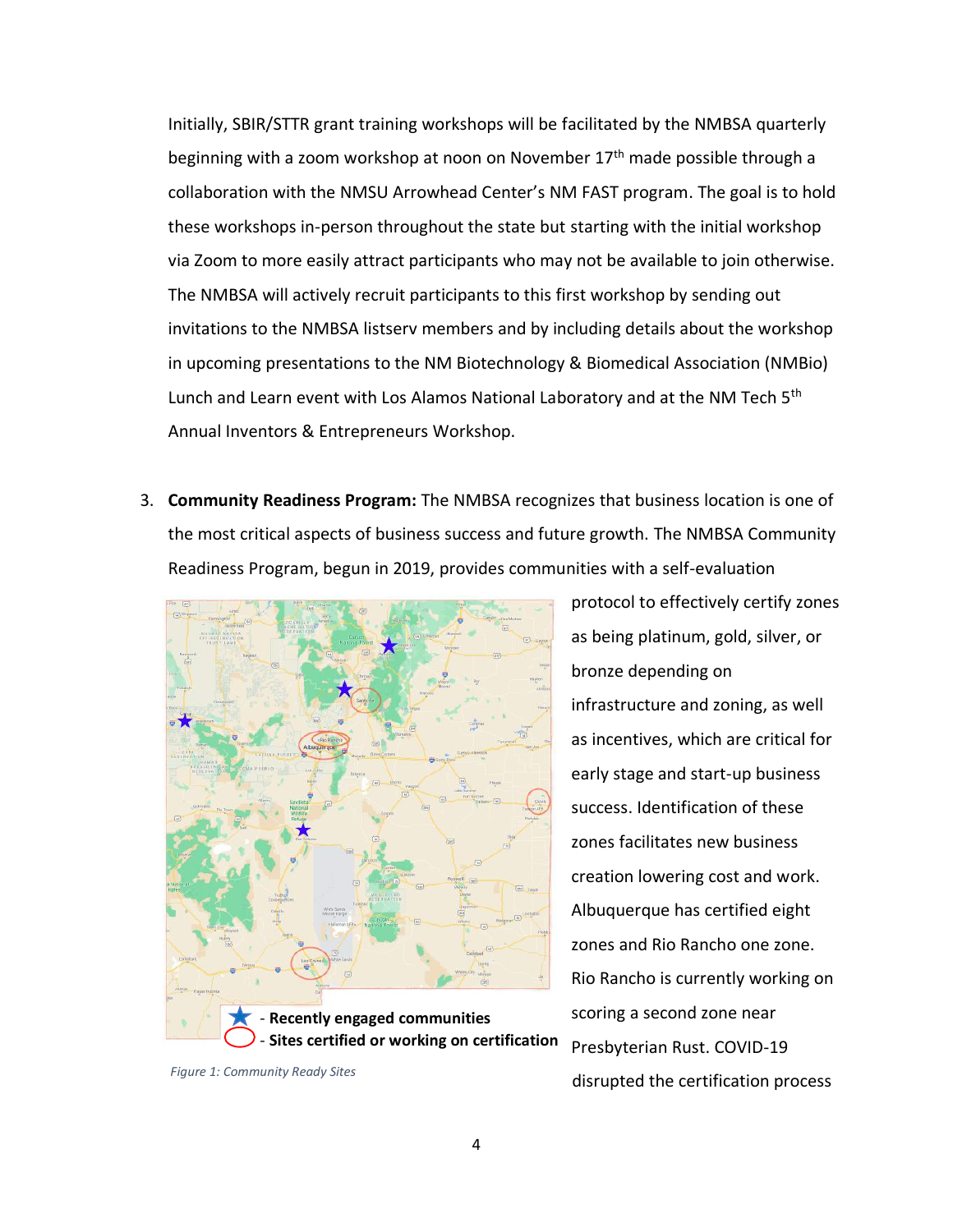Initially, SBIR/STTR grant training workshops will be facilitated by the NMBSA quarterly beginning with a zoom workshop at noon on November 17th made possible through a collaboration with the NMSU Arrowhead Center's NM FAST program. The goal is to hold these workshops in-person throughout the state but starting with the initial workshop via Zoom to more easily attract participants who may not be available to join otherwise. The NMBSA will actively recruit participants to this first workshop by sending out invitations to the NMBSA listserv members and by including details about the workshop in upcoming presentations to the NM Biotechnology & Biomedical Association (NMBio) Lunch and Learn event with Los Alamos National Laboratory and at the NM Tech 5th Annual Inventors & Entrepreneurs Workshop.

3. **Community Readiness Program:** The NMBSA recognizes that business location is one of the most critical aspects of business success and future growth. The NMBSA Community Readiness Program, begun in 2019, provides communities with a self-evaluation protocol to effectively certify zones as being platinum, gold, silver, or bronze depending on infrastructure and zoning, as well as incentives, which are critical for early stage and start-up business success. Identification of these zones facilitates new business creation lowering cost and work. Albuquerque has certified eight zones and Rio Rancho one zone. Rio Rancho is currently working on scoring a second zone near Presbyterian Rust. COVID-19 disrupted the certification process

★ - **Recently engaged communities**

◯ - **Sites certified or working on certification**

*Figure 1: Community Ready Sites*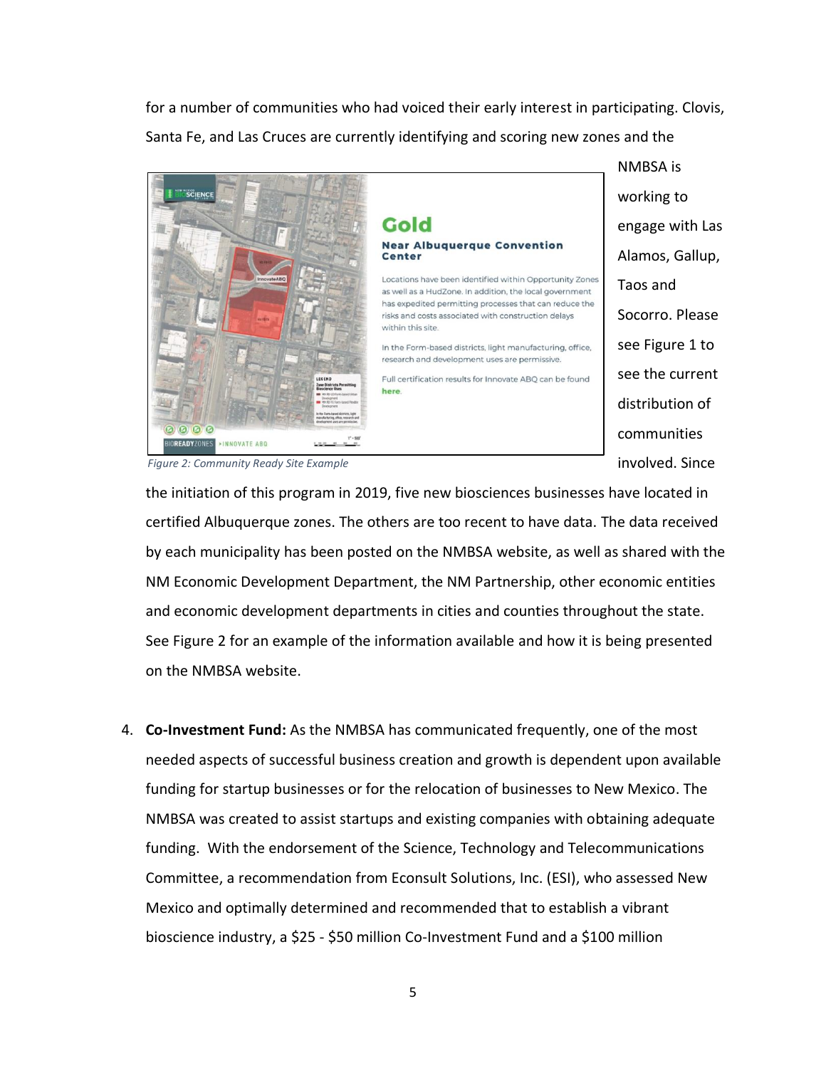for a number of communities who had voiced their early interest in participating. Clovis, Santa Fe, and Las Cruces are currently identifying and scoring new zones and the NMBSA is working to engage with Las Alamos, Gallup, Taos and Socorro. Please see Figure 1 to see the current distribution of communities involved. Since the initiation of this program in 2019, five new biosciences businesses have located in certified Albuquerque zones. The others are too recent to have data. The data received by each municipality has been posted on the NMBSA website, as well as shared with the NM Economic Development Department, the NM Partnership, other economic entities and economic development departments in cities and counties throughout the state. See Figure 2 for an example of the information available and how it is being presented on the NMBSA website.

*Figure 2: Community Ready Site Example*

4. **Co-Investment Fund:** As the NMBSA has communicated frequently, one of the most needed aspects of successful business creation and growth is dependent upon available funding for startup businesses or for the relocation of businesses to New Mexico. The NMBSA was created to assist startups and existing companies with obtaining adequate funding. With the endorsement of the Science, Technology and Telecommunications Committee, a recommendation from Econsult Solutions, Inc. (ESI), who assessed New Mexico and optimally determined and recommended that to establish a vibrant bioscience industry, a $25 - $50 million Co-Investment Fund and a $100 million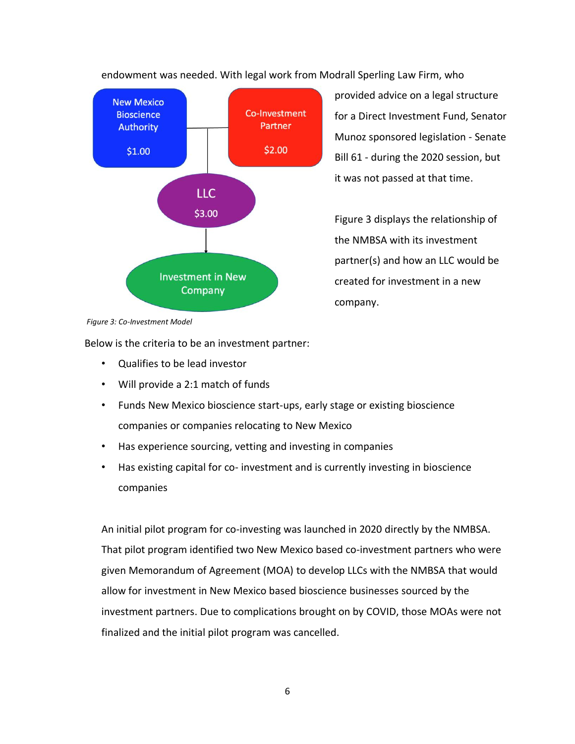endowment was needed. With legal work from Modrall Sperling Law Firm, who provided advice on a legal structure for a Direct Investment Fund, Senator Munoz sponsored legislation - Senate Bill 61 - during the 2020 session, but it was not passed at that time.

Figure 3 displays the relationship of the NMBSA with its investment partner(s) and how an LLC would be created for investment in a new company.

New Mexico Bioscience Authority $1.00

Co-Investment Partner $2.00

LLC $3.00

Investment in New Company

*Figure 3: Co-Investment Model*

Below is the criteria to be an investment partner:

- Qualifies to be lead investor
- Will provide a 2:1 match of funds
- Funds New Mexico bioscience start-ups, early stage or existing bioscience companies or companies relocating to New Mexico
- Has experience sourcing, vetting and investing in companies
- Has existing capital for co- investment and is currently investing in bioscience companies

An initial pilot program for co-investing was launched in 2020 directly by the NMBSA. That pilot program identified two New Mexico based co-investment partners who were given Memorandum of Agreement (MOA) to develop LLCs with the NMBSA that would allow for investment in New Mexico based bioscience businesses sourced by the investment partners. Due to complications brought on by COVID, those MOAs were not finalized and the initial pilot program was cancelled.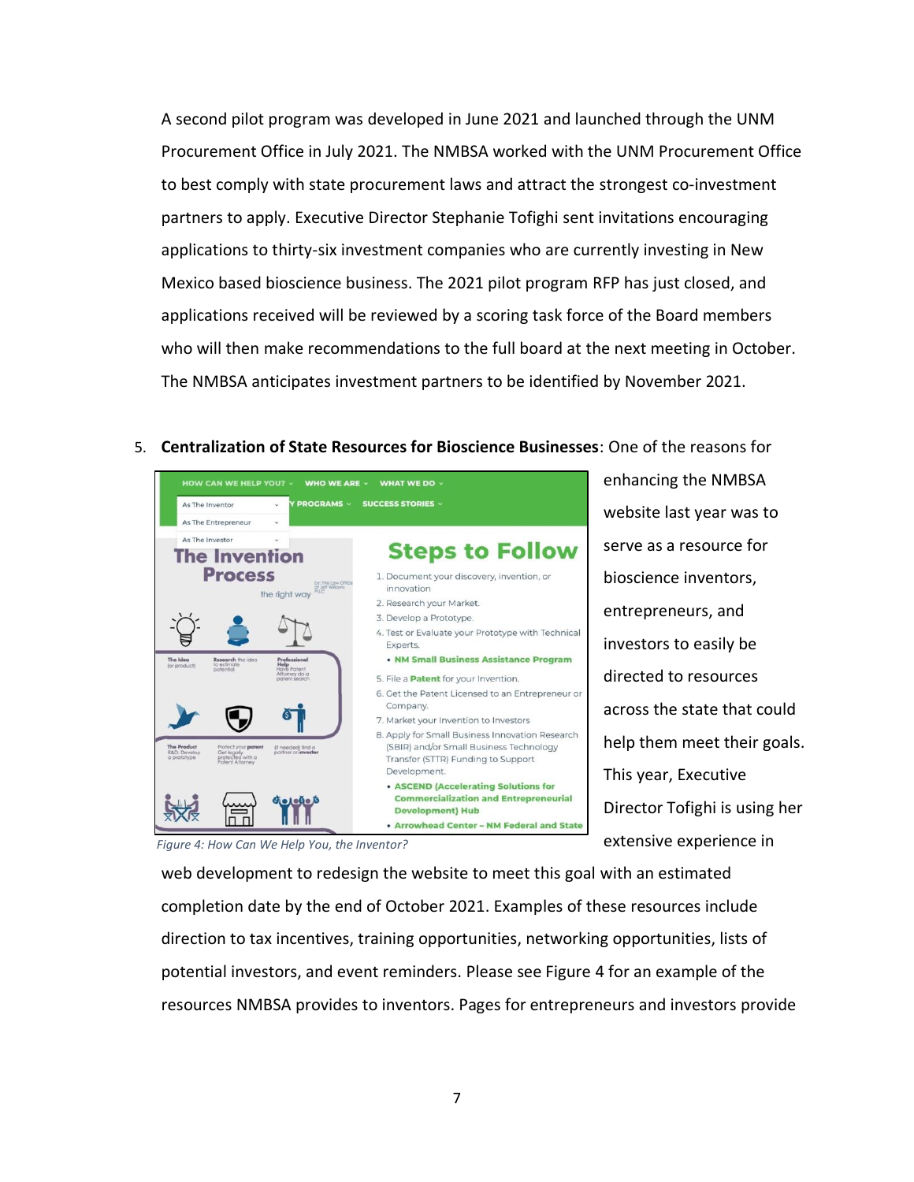A second pilot program was developed in June 2021 and launched through the UNM Procurement Office in July 2021. The NMBSA worked with the UNM Procurement Office to best comply with state procurement laws and attract the strongest co-investment partners to apply. Executive Director Stephanie Tofighi sent invitations encouraging applications to thirty-six investment companies who are currently investing in New Mexico based bioscience business. The 2021 pilot program RFP has just closed, and applications received will be reviewed by a scoring task force of the Board members who will then make recommendations to the full board at the next meeting in October. The NMBSA anticipates investment partners to be identified by November 2021.

5. **Centralization of State Resources for Bioscience Businesses**: One of the reasons for enhancing the NMBSA website last year was to serve as a resource for bioscience inventors, entrepreneurs, and investors to easily be directed to resources across the state that could help them meet their goals. This year, Executive Director Tofighi is using her extensive experience in web development to redesign the website to meet this goal with an estimated completion date by the end of October 2021. Examples of these resources include direction to tax incentives, training opportunities, networking opportunities, lists of potential investors, and event reminders. Please see Figure 4 for an example of the resources NMBSA provides to inventors. Pages for entrepreneurs and investors provide

*Figure 4: How Can We Help You, the Inventor?*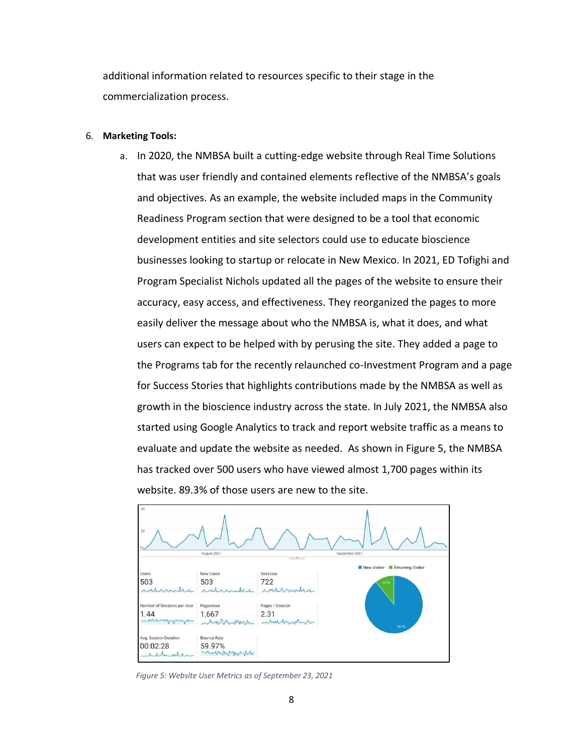additional information related to resources specific to their stage in the commercialization process.

6. **Marketing Tools:**
   a. In 2020, the NMBSA built a cutting-edge website through Real Time Solutions that was user friendly and contained elements reflective of the NMBSA's goals and objectives. As an example, the website included maps in the Community Readiness Program section that were designed to be a tool that economic development entities and site selectors could use to educate bioscience businesses looking to startup or relocate in New Mexico. In 2021, ED Tofighi and Program Specialist Nichols updated all the pages of the website to ensure their accuracy, easy access, and effectiveness. They reorganized the pages to more easily deliver the message about who the NMBSA is, what it does, and what users can expect to be helped with by perusing the site. They added a page to the Programs tab for the recently relaunched co-Investment Program and a page for Success Stories that highlights contributions made by the NMBSA as well as growth in the bioscience industry across the state. In July 2021, the NMBSA also started using Google Analytics to track and report website traffic as a means to evaluate and update the website as needed. As shown in Figure 5, the NMBSA has tracked over 500 users who have viewed almost 1,700 pages within its website. 89.3% of those users are new to the site.

| Users | New Users | Sessions |
| --- | --- | --- |
| 503 | 503 | 722 |
| **Number of Sessions per User** | **Pageviews** | **Pages / Session** |
| 1.44 | 1,667 | 2.31 |
| **Avg. Session Duration** | **Bounce Rate** | |
| 00:02:28 | 59.97% | |

New Visitor: 89.3% | Returning Visitor: 10.7%

*Figure 5: Website User Metrics as of September 23, 2021*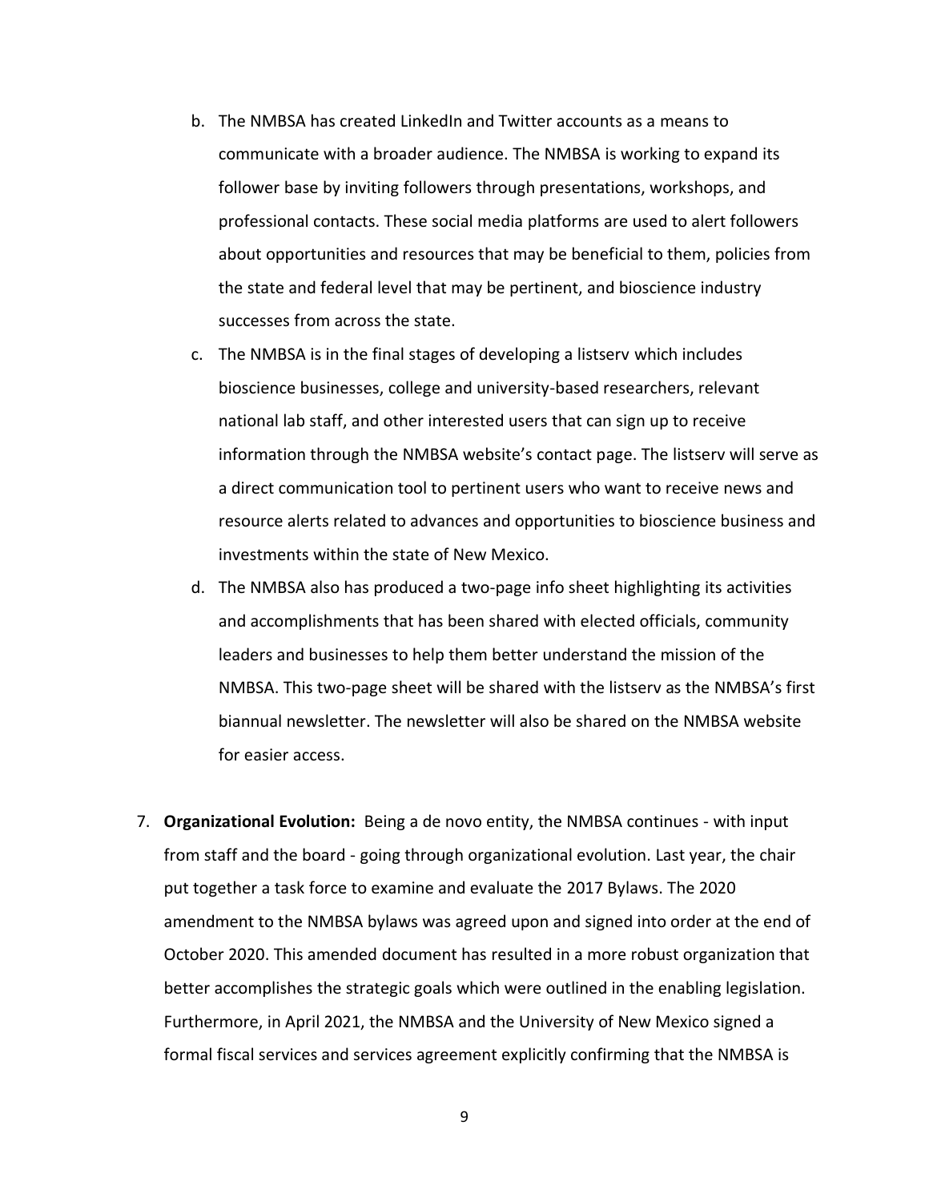b. The NMBSA has created LinkedIn and Twitter accounts as a means to communicate with a broader audience. The NMBSA is working to expand its follower base by inviting followers through presentations, workshops, and professional contacts. These social media platforms are used to alert followers about opportunities and resources that may be beneficial to them, policies from the state and federal level that may be pertinent, and bioscience industry successes from across the state.

c. The NMBSA is in the final stages of developing a listserv which includes bioscience businesses, college and university-based researchers, relevant national lab staff, and other interested users that can sign up to receive information through the NMBSA website's contact page. The listserv will serve as a direct communication tool to pertinent users who want to receive news and resource alerts related to advances and opportunities to bioscience business and investments within the state of New Mexico.

d. The NMBSA also has produced a two-page info sheet highlighting its activities and accomplishments that has been shared with elected officials, community leaders and businesses to help them better understand the mission of the NMBSA. This two-page sheet will be shared with the listserv as the NMBSA's first biannual newsletter. The newsletter will also be shared on the NMBSA website for easier access.

7. **Organizational Evolution:** Being a de novo entity, the NMBSA continues - with input from staff and the board - going through organizational evolution. Last year, the chair put together a task force to examine and evaluate the 2017 Bylaws. The 2020 amendment to the NMBSA bylaws was agreed upon and signed into order at the end of October 2020. This amended document has resulted in a more robust organization that better accomplishes the strategic goals which were outlined in the enabling legislation. Furthermore, in April 2021, the NMBSA and the University of New Mexico signed a formal fiscal services and services agreement explicitly confirming that the NMBSA is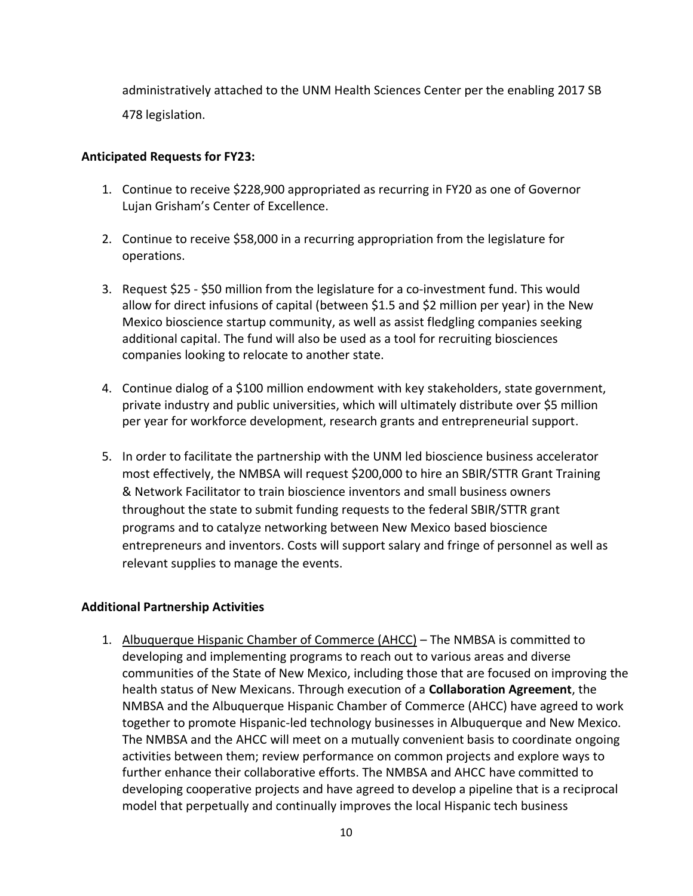administratively attached to the UNM Health Sciences Center per the enabling 2017 SB 478 legislation.

**Anticipated Requests for FY23:**

1. Continue to receive $228,900 appropriated as recurring in FY20 as one of Governor Lujan Grisham's Center of Excellence.

2. Continue to receive $58,000 in a recurring appropriation from the legislature for operations.

3. Request $25 - $50 million from the legislature for a co-investment fund. This would allow for direct infusions of capital (between $1.5 and $2 million per year) in the New Mexico bioscience startup community, as well as assist fledgling companies seeking additional capital. The fund will also be used as a tool for recruiting biosciences companies looking to relocate to another state.

4. Continue dialog of a $100 million endowment with key stakeholders, state government, private industry and public universities, which will ultimately distribute over $5 million per year for workforce development, research grants and entrepreneurial support.

5. In order to facilitate the partnership with the UNM led bioscience business accelerator most effectively, the NMBSA will request $200,000 to hire an SBIR/STTR Grant Training & Network Facilitator to train bioscience inventors and small business owners throughout the state to submit funding requests to the federal SBIR/STTR grant programs and to catalyze networking between New Mexico based bioscience entrepreneurs and inventors. Costs will support salary and fringe of personnel as well as relevant supplies to manage the events.

**Additional Partnership Activities**

1. <u>Albuquerque Hispanic Chamber of Commerce (AHCC)</u> – The NMBSA is committed to developing and implementing programs to reach out to various areas and diverse communities of the State of New Mexico, including those that are focused on improving the health status of New Mexicans. Through execution of a **Collaboration Agreement**, the NMBSA and the Albuquerque Hispanic Chamber of Commerce (AHCC) have agreed to work together to promote Hispanic-led technology businesses in Albuquerque and New Mexico. The NMBSA and the AHCC will meet on a mutually convenient basis to coordinate ongoing activities between them; review performance on common projects and explore ways to further enhance their collaborative efforts. The NMBSA and AHCC have committed to developing cooperative projects and have agreed to develop a pipeline that is a reciprocal model that perpetually and continually improves the local Hispanic tech business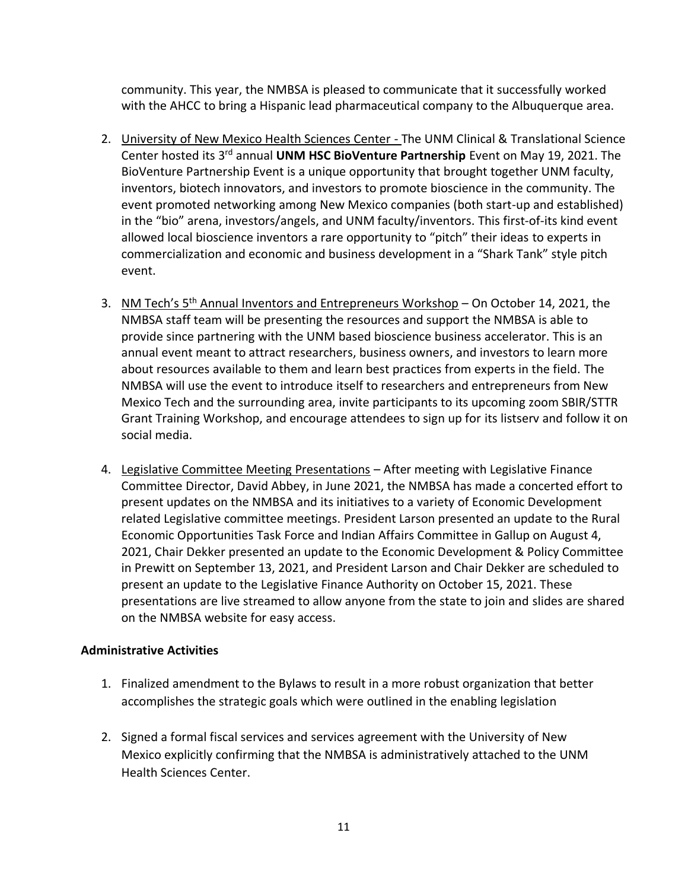community. This year, the NMBSA is pleased to communicate that it successfully worked with the AHCC to bring a Hispanic lead pharmaceutical company to the Albuquerque area.

2. University of New Mexico Health Sciences Center - The UNM Clinical & Translational Science Center hosted its 3rd annual **UNM HSC BioVenture Partnership** Event on May 19, 2021. The BioVenture Partnership Event is a unique opportunity that brought together UNM faculty, inventors, biotech innovators, and investors to promote bioscience in the community. The event promoted networking among New Mexico companies (both start-up and established) in the "bio" arena, investors/angels, and UNM faculty/inventors. This first-of-its kind event allowed local bioscience inventors a rare opportunity to "pitch" their ideas to experts in commercialization and economic and business development in a "Shark Tank" style pitch event.

3. NM Tech's 5th Annual Inventors and Entrepreneurs Workshop – On October 14, 2021, the NMBSA staff team will be presenting the resources and support the NMBSA is able to provide since partnering with the UNM based bioscience business accelerator. This is an annual event meant to attract researchers, business owners, and investors to learn more about resources available to them and learn best practices from experts in the field. The NMBSA will use the event to introduce itself to researchers and entrepreneurs from New Mexico Tech and the surrounding area, invite participants to its upcoming zoom SBIR/STTR Grant Training Workshop, and encourage attendees to sign up for its listserv and follow it on social media.

4. Legislative Committee Meeting Presentations – After meeting with Legislative Finance Committee Director, David Abbey, in June 2021, the NMBSA has made a concerted effort to present updates on the NMBSA and its initiatives to a variety of Economic Development related Legislative committee meetings. President Larson presented an update to the Rural Economic Opportunities Task Force and Indian Affairs Committee in Gallup on August 4, 2021, Chair Dekker presented an update to the Economic Development & Policy Committee in Prewitt on September 13, 2021, and President Larson and Chair Dekker are scheduled to present an update to the Legislative Finance Authority on October 15, 2021. These presentations are live streamed to allow anyone from the state to join and slides are shared on the NMBSA website for easy access.

**Administrative Activities**

1. Finalized amendment to the Bylaws to result in a more robust organization that better accomplishes the strategic goals which were outlined in the enabling legislation

2. Signed a formal fiscal services and services agreement with the University of New Mexico explicitly confirming that the NMBSA is administratively attached to the UNM Health Sciences Center.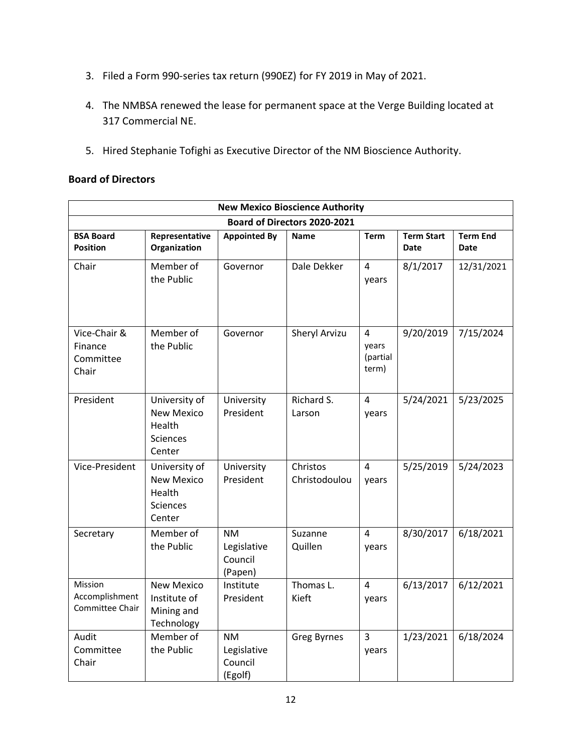3. Filed a Form 990-series tax return (990EZ) for FY 2019 in May of 2021.

4. The NMBSA renewed the lease for permanent space at the Verge Building located at 317 Commercial NE.

5. Hired Stephanie Tofighi as Executive Director of the NM Bioscience Authority.

**Board of Directors**

| New Mexico Bioscience Authority | | | | | | |
|---|---|---|---|---|---|---|
| **Board of Directors 2020-2021** | | | | | | |
| **BSA Board Position** | **Representative Organization** | **Appointed By** | **Name** | **Term** | **Term Start Date** | **Term End Date** |
| Chair | Member of the Public | Governor | Dale Dekker | 4 years | 8/1/2017 | 12/31/2021 |
| Vice-Chair & Finance Committee Chair | Member of the Public | Governor | Sheryl Arvizu | 4 years (partial term) | 9/20/2019 | 7/15/2024 |
| President | University of New Mexico Health Sciences Center | University President | Richard S. Larson | 4 years | 5/24/2021 | 5/23/2025 |
| Vice-President | University of New Mexico Health Sciences Center | University President | Christos Christodoulou | 4 years | 5/25/2019 | 5/24/2023 |
| Secretary | Member of the Public | NM Legislative Council (Papen) | Suzanne Quillen | 4 years | 8/30/2017 | 6/18/2021 |
| Mission Accomplishment Committee Chair | New Mexico Institute of Mining and Technology | Institute President | Thomas L. Kieft | 4 years | 6/13/2017 | 6/12/2021 |
| Audit Committee Chair | Member of the Public | NM Legislative Council (Egolf) | Greg Byrnes | 3 years | 1/23/2021 | 6/18/2024 |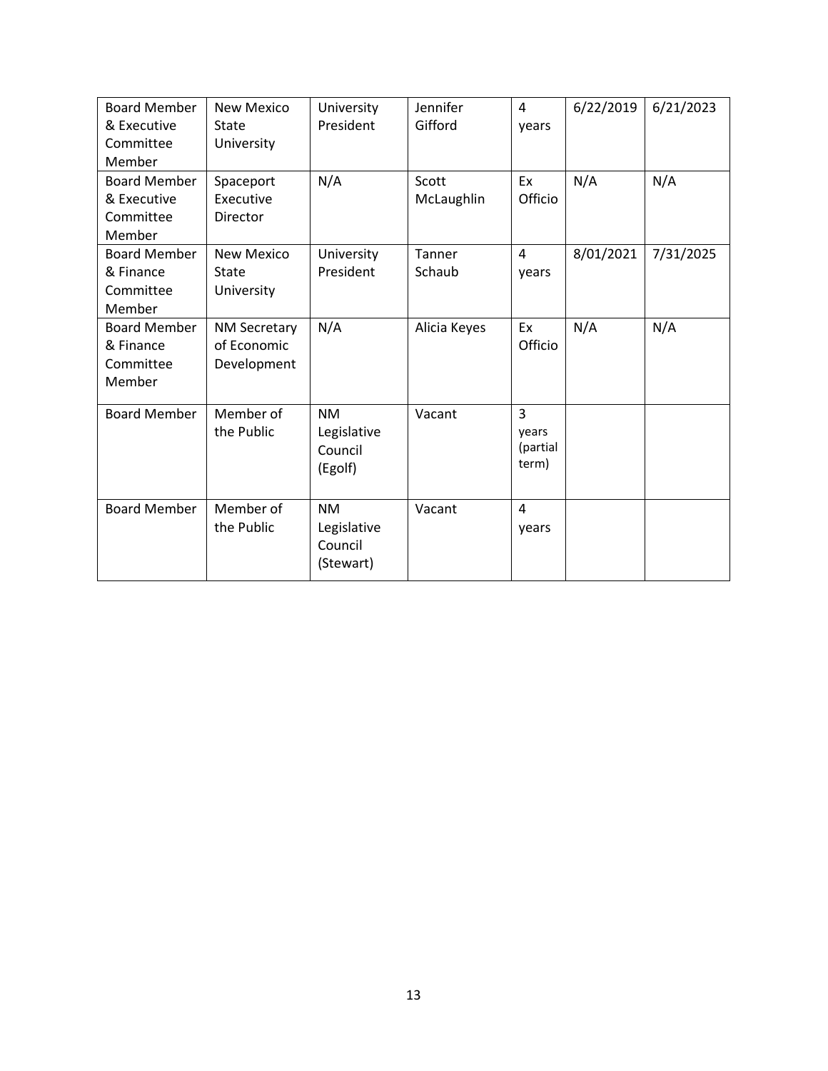| | | | | | | |
|---|---|---|---|---|---|---|
| Board Member & Executive Committee Member | New Mexico State University | University President | Jennifer Gifford | 4 years | 6/22/2019 | 6/21/2023 |
| Board Member & Executive Committee Member | Spaceport Executive Director | N/A | Scott McLaughlin | Ex Officio | N/A | N/A |
| Board Member & Finance Committee Member | New Mexico State University | University President | Tanner Schaub | 4 years | 8/01/2021 | 7/31/2025 |
| Board Member & Finance Committee Member | NM Secretary of Economic Development | N/A | Alicia Keyes | Ex Officio | N/A | N/A |
| Board Member | Member of the Public | NM Legislative Council (Egolf) | Vacant | 3 years (partial term) | | |
| Board Member | Member of the Public | NM Legislative Council (Stewart) | Vacant | 4 years | | |